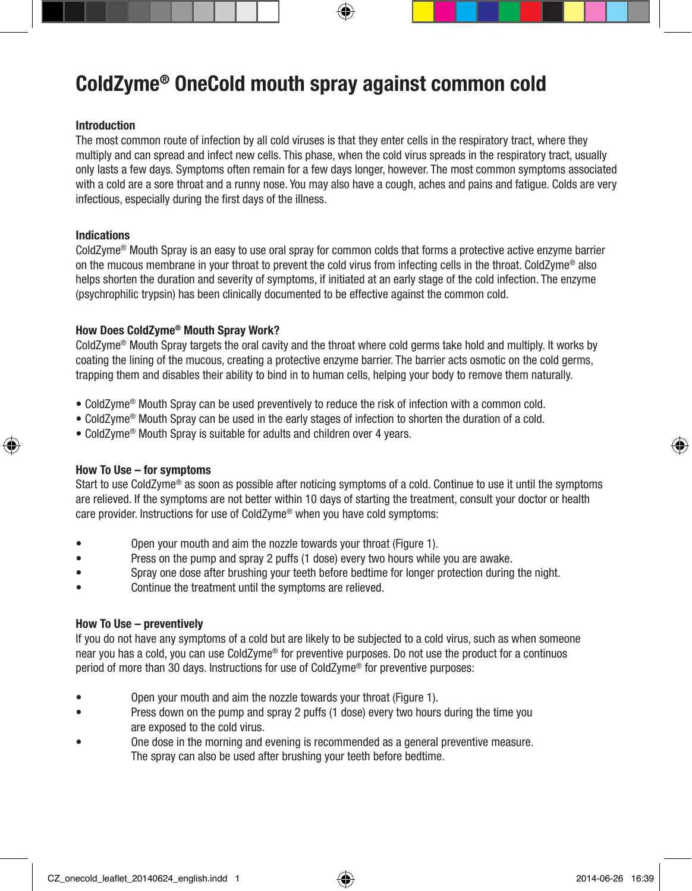# ColdZyme® OneCold mouth spray against common cold

## Introduction

The most common route of infection by all cold viruses is that they enter cells in the respiratory tract, where they multiply and can spread and infect new cells. This phase, when the cold virus spreads in the respiratory tract, usually only lasts a few days. Symptoms often remain for a few days longer, however. The most common symptoms associated with a cold are a sore throat and a runny nose. You may also have a cough, aches and pains and fatigue. Colds are very infectious, especially during the first days of the illness.

## Indications

ColdZyme® Mouth Spray is an easy to use oral spray for common colds that forms a protective active enzyme barrier on the mucous membrane in your throat to prevent the cold virus from infecting cells in the throat. ColdZyme® also helps shorten the duration and severity of symptoms, if initiated at an early stage of the cold infection. The enzyme (psychrophilic trypsin) has been clinically documented to be effective against the common cold.

## How Does ColdZyme® Mouth Spray Work?

ColdZyme® Mouth Spray targets the oral cavity and the throat where cold germs take hold and multiply. It works by coating the lining of the mucous, creating a protective enzyme barrier. The barrier acts osmotic on the cold germs, trapping them and disables their ability to bind in to human cells, helping your body to remove them naturally.

- ColdZyme® Mouth Spray can be used preventively to reduce the risk of infection with a common cold.
- ColdZyme® Mouth Spray can be used in the early stages of infection to shorten the duration of a cold.
- ColdZyme® Mouth Spray is suitable for adults and children over 4 years.

## How To Use – for symptoms

Start to use ColdZyme® as soon as possible after noticing symptoms of a cold. Continue to use it until the symptoms are relieved. If the symptoms are not better within 10 days of starting the treatment, consult your doctor or health care provider. Instructions for use of ColdZyme® when you have cold symptoms:

- Open your mouth and aim the nozzle towards your throat (Figure 1).
- Press on the pump and spray 2 puffs (1 dose) every two hours while you are awake.
- Spray one dose after brushing your teeth before bedtime for longer protection during the night.
- Continue the treatment until the symptoms are relieved.

## How To Use – preventively

If you do not have any symptoms of a cold but are likely to be subjected to a cold virus, such as when someone near you has a cold, you can use ColdZyme® for preventive purposes. Do not use the product for a continuos period of more than 30 days. Instructions for use of ColdZyme® for preventive purposes:

- Open your mouth and aim the nozzle towards your throat (Figure 1).
- Press down on the pump and spray 2 puffs (1 dose) every two hours during the time you are exposed to the cold virus.
- One dose in the morning and evening is recommended as a general preventive measure. The spray can also be used after brushing your teeth before bedtime.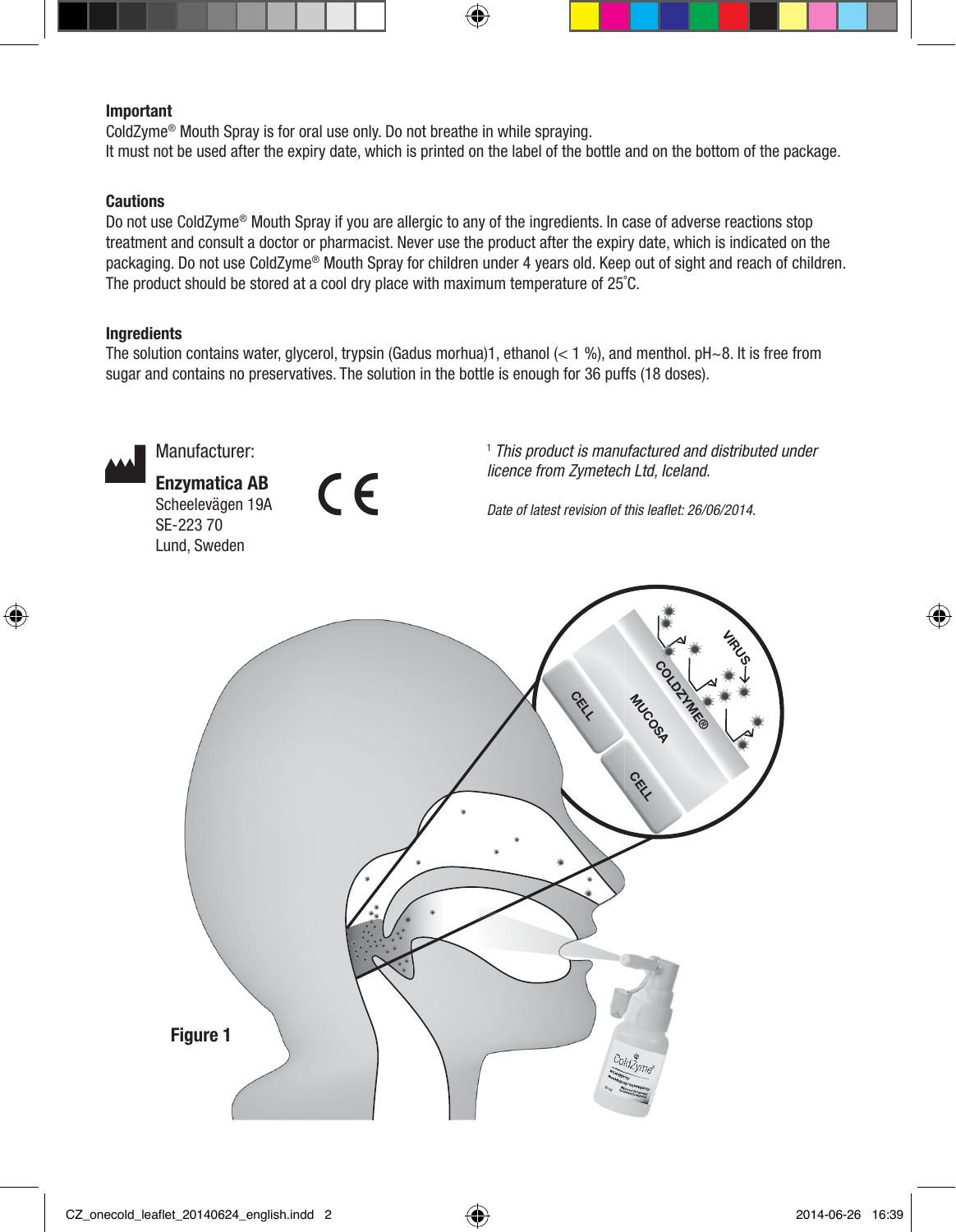**Important**

ColdZyme® Mouth Spray is for oral use only. Do not breathe in while spraying.
It must not be used after the expiry date, which is printed on the label of the bottle and on the bottom of the package.

**Cautions**

Do not use ColdZyme® Mouth Spray if you are allergic to any of the ingredients. In case of adverse reactions stop treatment and consult a doctor or pharmacist. Never use the product after the expiry date, which is indicated on the packaging. Do not use ColdZyme® Mouth Spray for children under 4 years old. Keep out of sight and reach of children. The product should be stored at a cool dry place with maximum temperature of 25°C.

**Ingredients**

The solution contains water, glycerol, trypsin (Gadus morhua)1, ethanol (< 1 %), and menthol. pH~8. It is free from sugar and contains no preservatives. The solution in the bottle is enough for 36 puffs (18 doses).

Manufacturer:

**Enzymatica AB**
Scheelevägen 19A
SE-223 70
Lund, Sweden

[1] *This product is manufactured and distributed under licence from Zymetech Ltd, Iceland.*

*Date of latest revision of this leaflet: 26/06/2014.*

VIRUS
COLDZYME®
MUCOSA
CELL
CELL

**Figure 1**